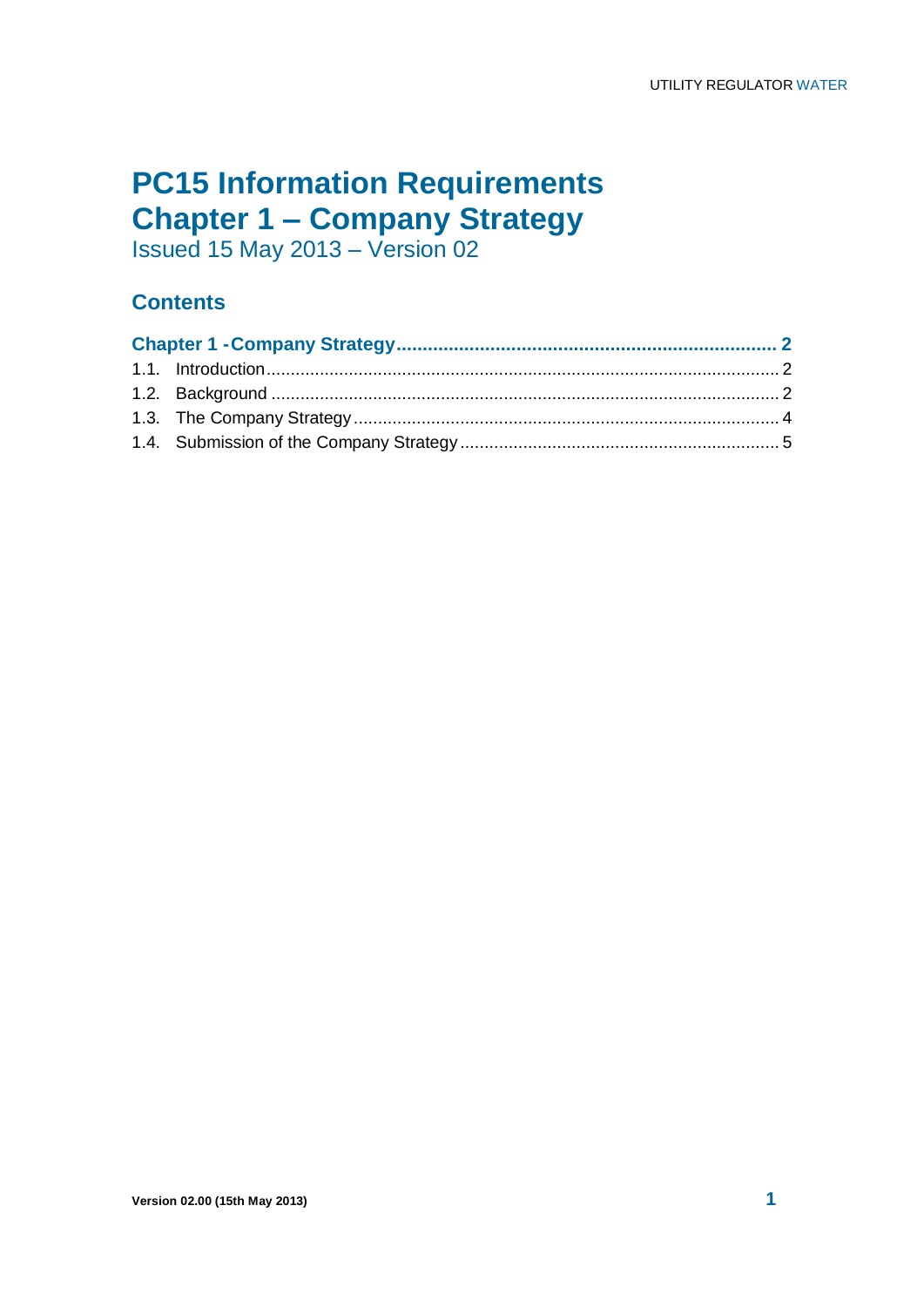# PC15 Information Requirements
# Chapter 1 – Company Strategy

Issued 15 May 2013 – Version 02

## Contents

**Chapter 1 - Company Strategy ........................................................................ 2**

1.1. Introduction ........................................................................................................ 2

1.2. Background ........................................................................................................ 2

1.3. The Company Strategy ....................................................................................... 4

1.4. Submission of the Company Strategy .................................................................. 5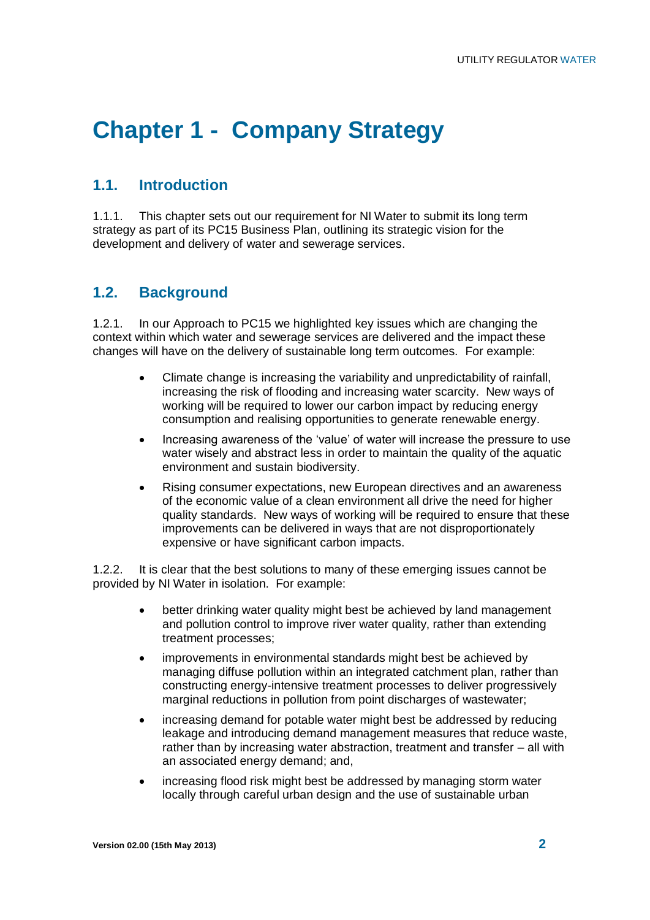# Chapter 1 - Company Strategy

## 1.1. Introduction

1.1.1. This chapter sets out our requirement for NI Water to submit its long term strategy as part of its PC15 Business Plan, outlining its strategic vision for the development and delivery of water and sewerage services.

## 1.2. Background

1.2.1. In our Approach to PC15 we highlighted key issues which are changing the context within which water and sewerage services are delivered and the impact these changes will have on the delivery of sustainable long term outcomes. For example:

- Climate change is increasing the variability and unpredictability of rainfall, increasing the risk of flooding and increasing water scarcity. New ways of working will be required to lower our carbon impact by reducing energy consumption and realising opportunities to generate renewable energy.
- Increasing awareness of the 'value' of water will increase the pressure to use water wisely and abstract less in order to maintain the quality of the aquatic environment and sustain biodiversity.
- Rising consumer expectations, new European directives and an awareness of the economic value of a clean environment all drive the need for higher quality standards. New ways of working will be required to ensure that these improvements can be delivered in ways that are not disproportionately expensive or have significant carbon impacts.

1.2.2. It is clear that the best solutions to many of these emerging issues cannot be provided by NI Water in isolation. For example:

- better drinking water quality might best be achieved by land management and pollution control to improve river water quality, rather than extending treatment processes;
- improvements in environmental standards might best be achieved by managing diffuse pollution within an integrated catchment plan, rather than constructing energy-intensive treatment processes to deliver progressively marginal reductions in pollution from point discharges of wastewater;
- increasing demand for potable water might best be addressed by reducing leakage and introducing demand management measures that reduce waste, rather than by increasing water abstraction, treatment and transfer – all with an associated energy demand; and,
- increasing flood risk might best be addressed by managing storm water locally through careful urban design and the use of sustainable urban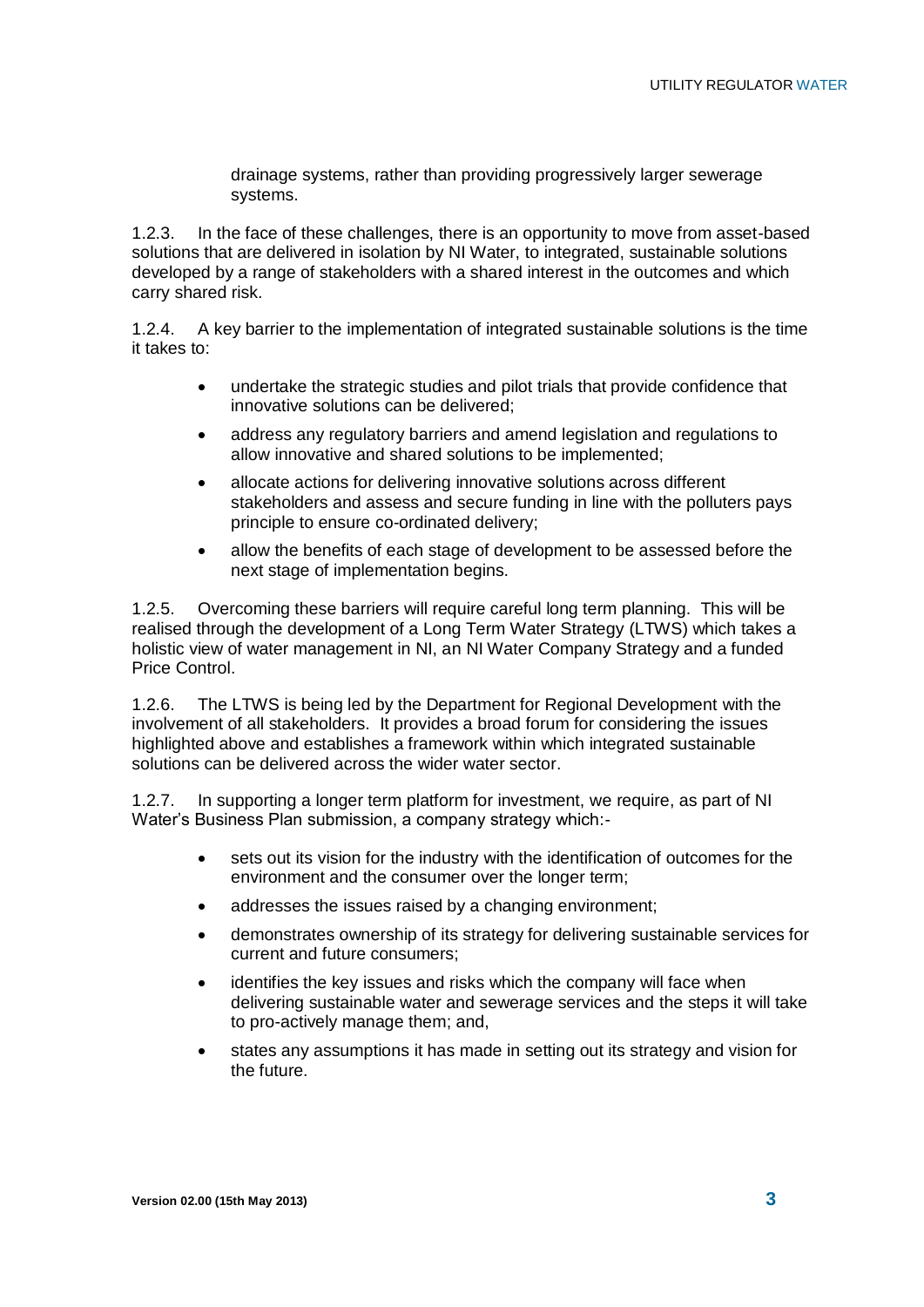drainage systems, rather than providing progressively larger sewerage systems.

1.2.3. In the face of these challenges, there is an opportunity to move from asset-based solutions that are delivered in isolation by NI Water, to integrated, sustainable solutions developed by a range of stakeholders with a shared interest in the outcomes and which carry shared risk.

1.2.4. A key barrier to the implementation of integrated sustainable solutions is the time it takes to:

- undertake the strategic studies and pilot trials that provide confidence that innovative solutions can be delivered;
- address any regulatory barriers and amend legislation and regulations to allow innovative and shared solutions to be implemented;
- allocate actions for delivering innovative solutions across different stakeholders and assess and secure funding in line with the polluters pays principle to ensure co-ordinated delivery;
- allow the benefits of each stage of development to be assessed before the next stage of implementation begins.

1.2.5. Overcoming these barriers will require careful long term planning. This will be realised through the development of a Long Term Water Strategy (LTWS) which takes a holistic view of water management in NI, an NI Water Company Strategy and a funded Price Control.

1.2.6. The LTWS is being led by the Department for Regional Development with the involvement of all stakeholders. It provides a broad forum for considering the issues highlighted above and establishes a framework within which integrated sustainable solutions can be delivered across the wider water sector.

1.2.7. In supporting a longer term platform for investment, we require, as part of NI Water's Business Plan submission, a company strategy which:-

- sets out its vision for the industry with the identification of outcomes for the environment and the consumer over the longer term;
- addresses the issues raised by a changing environment;
- demonstrates ownership of its strategy for delivering sustainable services for current and future consumers;
- identifies the key issues and risks which the company will face when delivering sustainable water and sewerage services and the steps it will take to pro-actively manage them; and,
- states any assumptions it has made in setting out its strategy and vision for the future.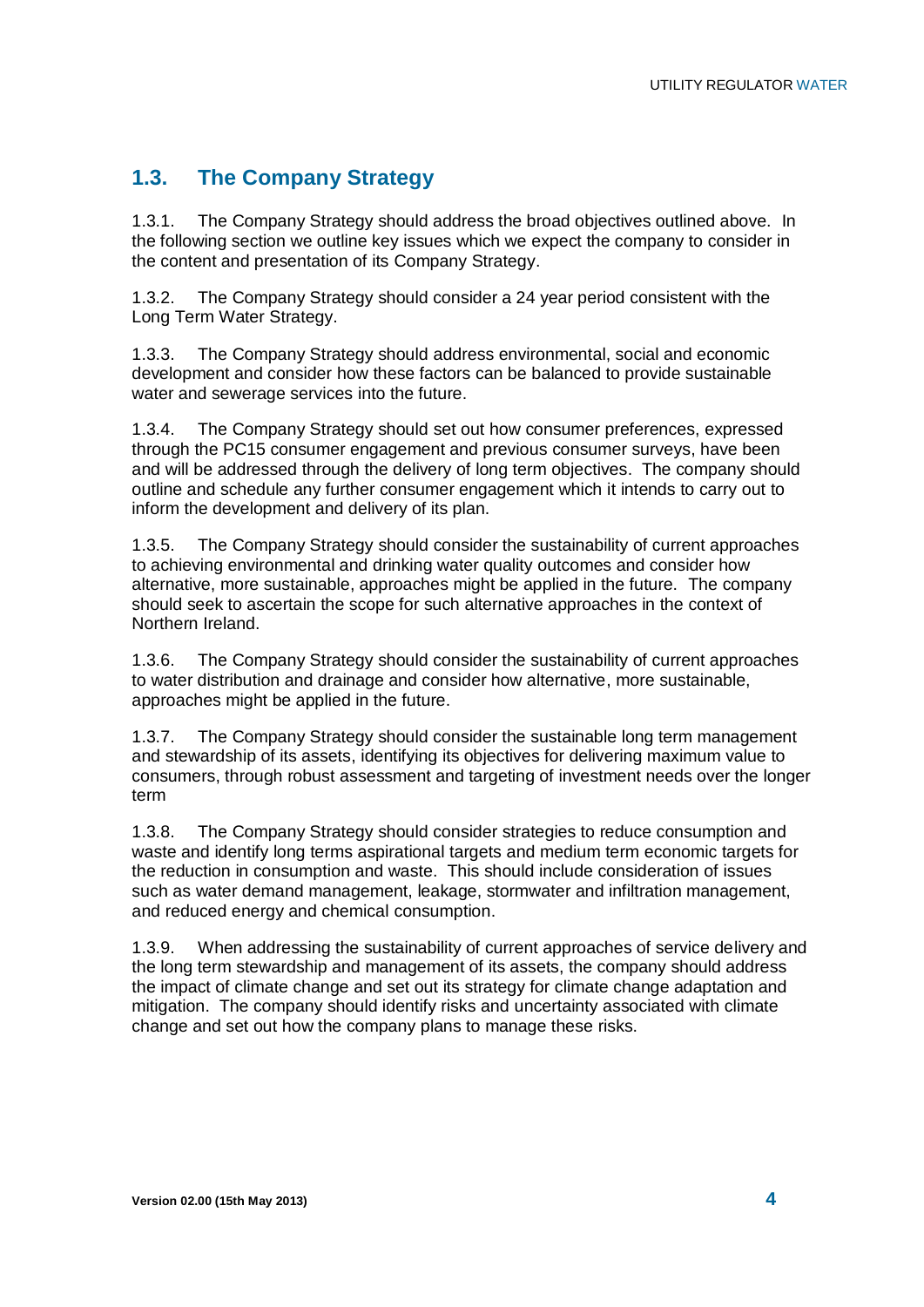## 1.3. The Company Strategy

1.3.1. The Company Strategy should address the broad objectives outlined above. In the following section we outline key issues which we expect the company to consider in the content and presentation of its Company Strategy.

1.3.2. The Company Strategy should consider a 24 year period consistent with the Long Term Water Strategy.

1.3.3. The Company Strategy should address environmental, social and economic development and consider how these factors can be balanced to provide sustainable water and sewerage services into the future.

1.3.4. The Company Strategy should set out how consumer preferences, expressed through the PC15 consumer engagement and previous consumer surveys, have been and will be addressed through the delivery of long term objectives. The company should outline and schedule any further consumer engagement which it intends to carry out to inform the development and delivery of its plan.

1.3.5. The Company Strategy should consider the sustainability of current approaches to achieving environmental and drinking water quality outcomes and consider how alternative, more sustainable, approaches might be applied in the future. The company should seek to ascertain the scope for such alternative approaches in the context of Northern Ireland.

1.3.6. The Company Strategy should consider the sustainability of current approaches to water distribution and drainage and consider how alternative, more sustainable, approaches might be applied in the future.

1.3.7. The Company Strategy should consider the sustainable long term management and stewardship of its assets, identifying its objectives for delivering maximum value to consumers, through robust assessment and targeting of investment needs over the longer term

1.3.8. The Company Strategy should consider strategies to reduce consumption and waste and identify long terms aspirational targets and medium term economic targets for the reduction in consumption and waste. This should include consideration of issues such as water demand management, leakage, stormwater and infiltration management, and reduced energy and chemical consumption.

1.3.9. When addressing the sustainability of current approaches of service delivery and the long term stewardship and management of its assets, the company should address the impact of climate change and set out its strategy for climate change adaptation and mitigation. The company should identify risks and uncertainty associated with climate change and set out how the company plans to manage these risks.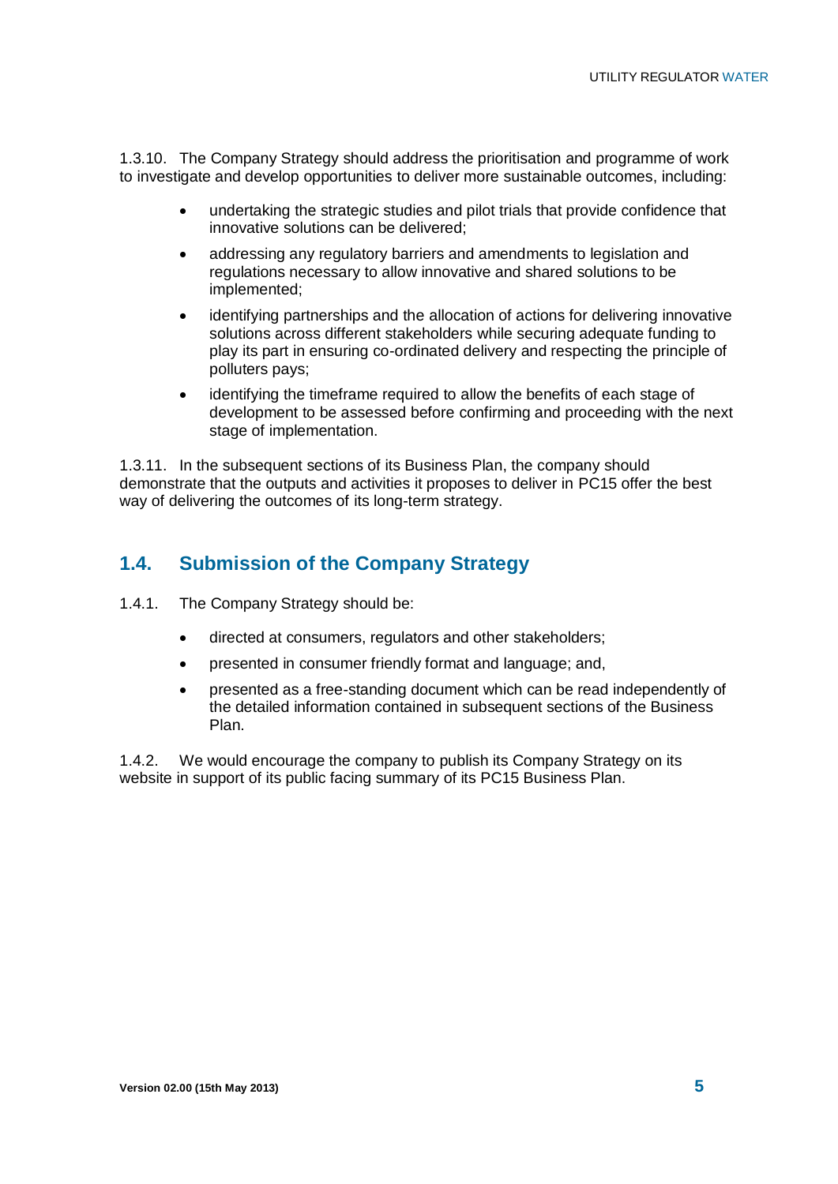1.3.10. The Company Strategy should address the prioritisation and programme of work to investigate and develop opportunities to deliver more sustainable outcomes, including:

- undertaking the strategic studies and pilot trials that provide confidence that innovative solutions can be delivered;
- addressing any regulatory barriers and amendments to legislation and regulations necessary to allow innovative and shared solutions to be implemented;
- identifying partnerships and the allocation of actions for delivering innovative solutions across different stakeholders while securing adequate funding to play its part in ensuring co-ordinated delivery and respecting the principle of polluters pays;
- identifying the timeframe required to allow the benefits of each stage of development to be assessed before confirming and proceeding with the next stage of implementation.

1.3.11. In the subsequent sections of its Business Plan, the company should demonstrate that the outputs and activities it proposes to deliver in PC15 offer the best way of delivering the outcomes of its long-term strategy.

## 1.4. Submission of the Company Strategy

1.4.1. The Company Strategy should be:

- directed at consumers, regulators and other stakeholders;
- presented in consumer friendly format and language; and,
- presented as a free-standing document which can be read independently of the detailed information contained in subsequent sections of the Business Plan.

1.4.2. We would encourage the company to publish its Company Strategy on its website in support of its public facing summary of its PC15 Business Plan.